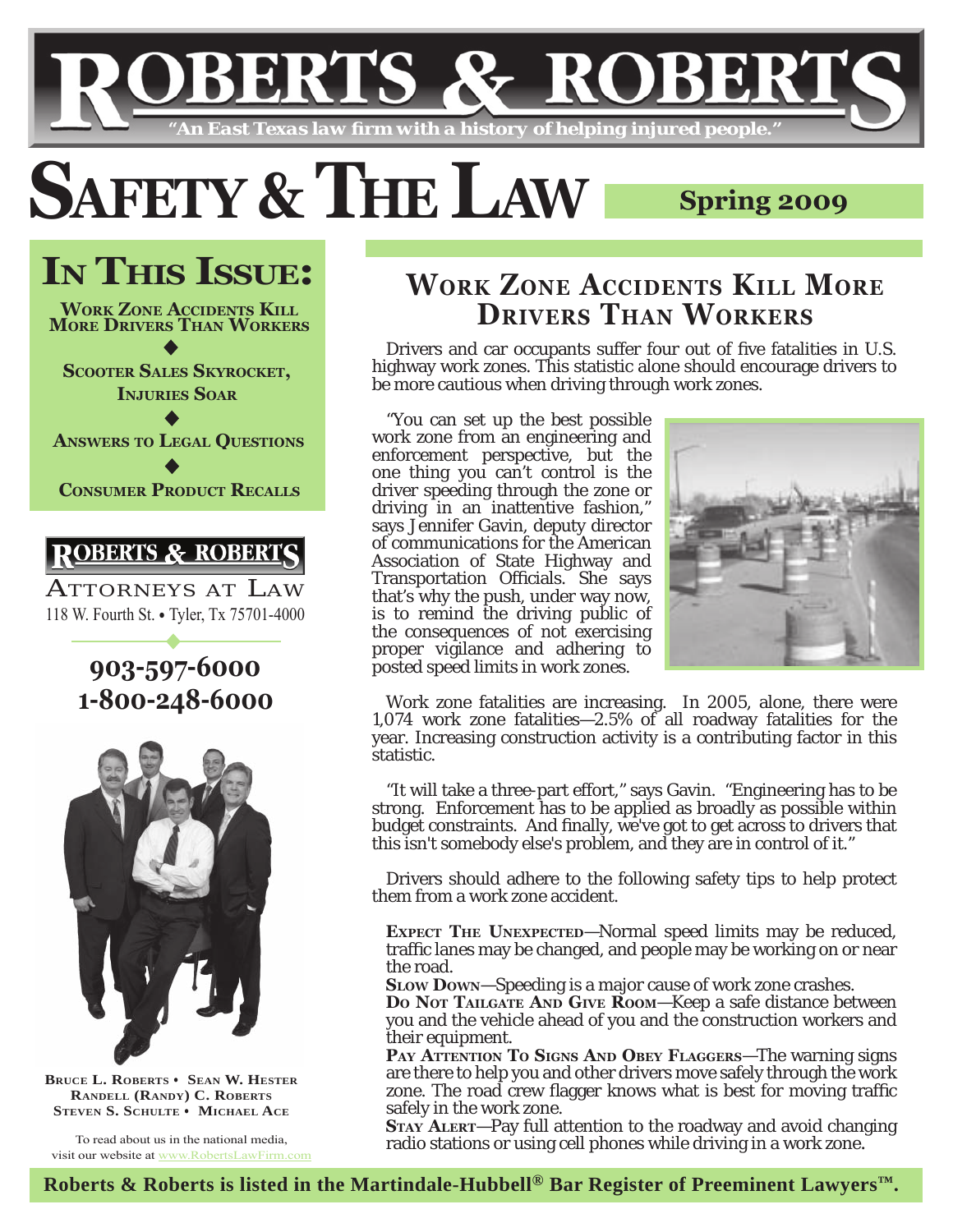# ROBERTS & ROBERTS

*"An East Texas law firm with a history of helping injured people."*

# SAFETY & THE LAW

**Spring 2009**

## IN THIS ISSUE:

**WORK ZONE ACCIDENTS KILL MORE DRIVERS THAN WORKERS**

◆

**SCOOTER SALES SKYROCKET, INJURIES SOAR**

◆

**ANSWERS TO LEGAL QUESTIONS**

◆

**CONSUMER PRODUCT RECALLS**

**ROBERTS & ROBERTS**

ATTORNEYS AT LAW

118 W. Fourth St. • Tyler, Tx 75701-4000

**903-597-6000**
**1-800-248-6000**

**BRUCE L. ROBERTS • SEAN W. HESTER**
**RANDELL (RANDY) C. ROBERTS**
**STEVEN S. SCHULTE • MICHAEL ACE**

To read about us in the national media, visit our website at www.RobertsLawFirm.com

## WORK ZONE ACCIDENTS KILL MORE DRIVERS THAN WORKERS

Drivers and car occupants suffer four out of five fatalities in U.S. highway work zones. This statistic alone should encourage drivers to be more cautious when driving through work zones.

"You can set up the best possible work zone from an engineering and enforcement perspective, but the one thing you can't control is the driver speeding through the zone or driving in an inattentive fashion," says Jennifer Gavin, deputy director of communications for the American Association of State Highway and Transportation Officials. She says that's why the push, under way now, is to remind the driving public of the consequences of not exercising proper vigilance and adhering to posted speed limits in work zones.

Work zone fatalities are increasing. In 2005, alone, there were 1,074 work zone fatalities—2.5% of all roadway fatalities for the year. Increasing construction activity is a contributing factor in this statistic.

"It will take a three-part effort," says Gavin. "Engineering has to be strong. Enforcement has to be applied as broadly as possible within budget constraints. And finally, we've got to get across to drivers that this isn't somebody else's problem, and they are in control of it."

Drivers should adhere to the following safety tips to help protect them from a work zone accident.

**EXPECT THE UNEXPECTED**—Normal speed limits may be reduced, traffic lanes may be changed, and people may be working on or near the road.

**SLOW DOWN**—Speeding is a major cause of work zone crashes.

**DO NOT TAILGATE AND GIVE ROOM**—Keep a safe distance between you and the vehicle ahead of you and the construction workers and their equipment.

**PAY ATTENTION TO SIGNS AND OBEY FLAGGERS**—The warning signs are there to help you and other drivers move safely through the work zone. The road crew flagger knows what is best for moving traffic safely in the work zone.

**STAY ALERT**—Pay full attention to the roadway and avoid changing radio stations or using cell phones while driving in a work zone.

**Roberts & Roberts is listed in the Martindale-Hubbell® Bar Register of Preeminent Lawyers™.**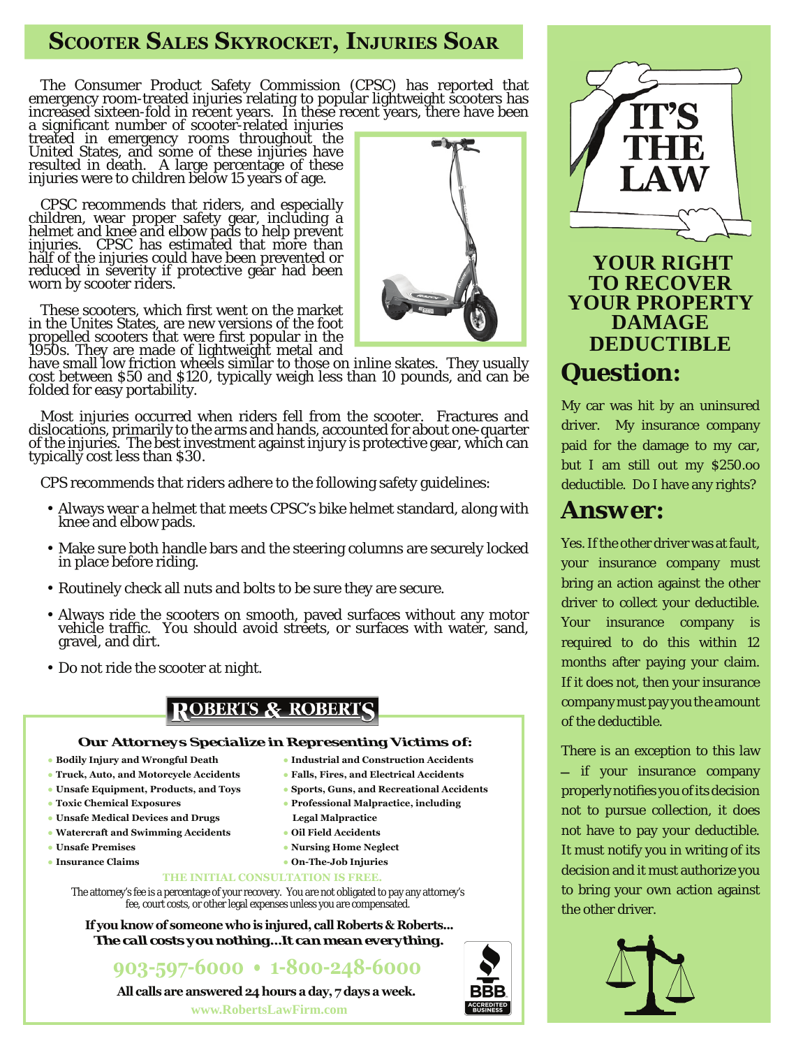# Scooter Sales Skyrocket, Injuries Soar

The Consumer Product Safety Commission (CPSC) has reported that emergency room-treated injuries relating to popular lightweight scooters has increased sixteen-fold in recent years. In these recent years, there have been a significant number of scooter-related injuries treated in emergency rooms throughout the United States, and some of these injuries have resulted in death. A large percentage of these injuries were to children below 15 years of age.

CPSC recommends that riders, and especially children, wear proper safety gear, including a helmet and knee and elbow pads to help prevent injuries. CPSC has estimated that more than half of the injuries could have been prevented or reduced in severity if protective gear had been worn by scooter riders.

These scooters, which first went on the market in the Unites States, are new versions of the foot propelled scooters that were first popular in the 1950s. They are made of lightweight metal and have small low friction wheels similar to those on inline skates. They usually cost between $50 and $120, typically weigh less than 10 pounds, and can be folded for easy portability.

Most injuries occurred when riders fell from the scooter. Fractures and dislocations, primarily to the arms and hands, accounted for about one-quarter of the injuries. The best investment against injury is protective gear, which can typically cost less than $30.

CPS recommends that riders adhere to the following safety guidelines:

- Always wear a helmet that meets CPSC's bike helmet standard, along with knee and elbow pads.
- Make sure both handle bars and the steering columns are securely locked in place before riding.
- Routinely check all nuts and bolts to be sure they are secure.
- Always ride the scooters on smooth, paved surfaces without any motor vehicle traffic. You should avoid streets, or surfaces with water, sand, gravel, and dirt.
- Do not ride the scooter at night.

## ROBERTS & ROBERTS

**Our Attorneys Specialize in Representing Victims of:**

- Bodily Injury and Wrongful Death
- Truck, Auto, and Motorcycle Accidents
- Unsafe Equipment, Products, and Toys
- Toxic Chemical Exposures
- Unsafe Medical Devices and Drugs
- Watercraft and Swimming Accidents
- Unsafe Premises
- Insurance Claims
- Industrial and Construction Accidents
- Falls, Fires, and Electrical Accidents
- Sports, Guns, and Recreational Accidents
- Professional Malpractice, including Legal Malpractice
- Oil Field Accidents
- Nursing Home Neglect
- On-The-Job Injuries

**THE INITIAL CONSULTATION IS FREE.**

The attorney's fee is a percentage of your recovery. You are not obligated to pay any attorney's fee, court costs, or other legal expenses unless you are compensated.

**If you know of someone who is injured, call Roberts & Roberts...**
***The call costs you nothing...It can mean everything.***

**903-597-6000 • 1-800-248-6000**

**All calls are answered 24 hours a day, 7 days a week.**

www.RobertsLawFirm.com

BBB ACCREDITED BUSINESS

## IT'S THE LAW

### YOUR RIGHT TO RECOVER YOUR PROPERTY DAMAGE DEDUCTIBLE

## Question:

My car was hit by an uninsured driver. My insurance company paid for the damage to my car, but I am still out my $250.oo deductible. Do I have any rights?

## Answer:

Yes. If the other driver was at fault, your insurance company must bring an action against the other driver to collect your deductible. Your insurance company is required to do this within 12 months after paying your claim. If it does not, then your insurance company must pay you the amount of the deductible.

There is an exception to this law – if your insurance company properly notifies you of its decision not to pursue collection, it does not have to pay your deductible. It must notify you in writing of its decision and it must authorize you to bring your own action against the other driver.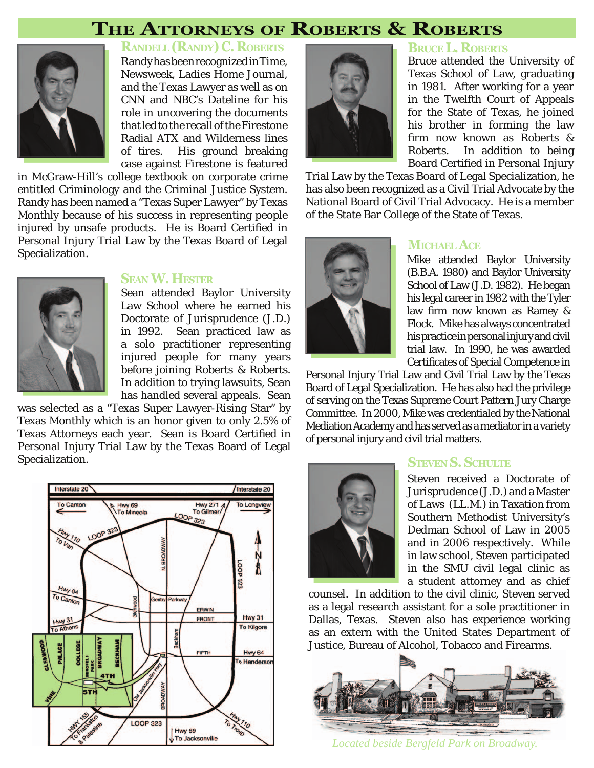# The Attorneys of Roberts & Roberts

### Randell (Randy) C. Roberts

Randy has been recognized in Time, Newsweek, Ladies Home Journal, and the Texas Lawyer as well as on CNN and NBC's Dateline for his role in uncovering the documents that led to the recall of the Firestone Radial ATX and Wilderness lines of tires. His ground breaking case against Firestone is featured in McGraw-Hill's college textbook on corporate crime entitled Criminology and the Criminal Justice System. Randy has been named a "Texas Super Lawyer" by Texas Monthly because of his success in representing people injured by unsafe products. He is Board Certified in Personal Injury Trial Law by the Texas Board of Legal Specialization.

### Sean W. Hester

Sean attended Baylor University Law School where he earned his Doctorate of Jurisprudence (J.D.) in 1992. Sean practiced law as a solo practitioner representing injured people for many years before joining Roberts & Roberts. In addition to trying lawsuits, Sean has handled several appeals. Sean was selected as a "Texas Super Lawyer-Rising Star" by Texas Monthly which is an honor given to only 2.5% of Texas Attorneys each year. Sean is Board Certified in Personal Injury Trial Law by the Texas Board of Legal Specialization.

### Bruce L. Roberts

Bruce attended the University of Texas School of Law, graduating in 1981. After working for a year in the Twelfth Court of Appeals for the State of Texas, he joined his brother in forming the law firm now known as Roberts & Roberts. In addition to being Board Certified in Personal Injury Trial Law by the Texas Board of Legal Specialization, he has also been recognized as a Civil Trial Advocate by the National Board of Civil Trial Advocacy. He is a member of the State Bar College of the State of Texas.

### Michael Ace

Mike attended Baylor University (B.B.A. 1980) and Baylor University School of Law (J.D. 1982). He began his legal career in 1982 with the Tyler law firm now known as Ramey & Flock. Mike has always concentrated his practice in personal injury and civil trial law. In 1990, he was awarded Certificates of Special Competence in Personal Injury Trial Law and Civil Trial Law by the Texas Board of Legal Specialization. He has also had the privilege of serving on the Texas Supreme Court Pattern Jury Charge Committee. In 2000, Mike was credentialed by the National Mediation Academy and has served as a mediator in a variety of personal injury and civil trial matters.

### Steven S. Schulte

Steven received a Doctorate of Jurisprudence (J.D.) and a Master of Laws (LL.M.) in Taxation from Southern Methodist University's Dedman School of Law in 2005 and in 2006 respectively. While in law school, Steven participated in the SMU civil legal clinic as a student attorney and as chief counsel. In addition to the civil clinic, Steven served as a legal research assistant for a sole practitioner in Dallas, Texas. Steven also has experience working as an extern with the United States Department of Justice, Bureau of Alcohol, Tobacco and Firearms.

*Located beside Bergfeld Park on Broadway.*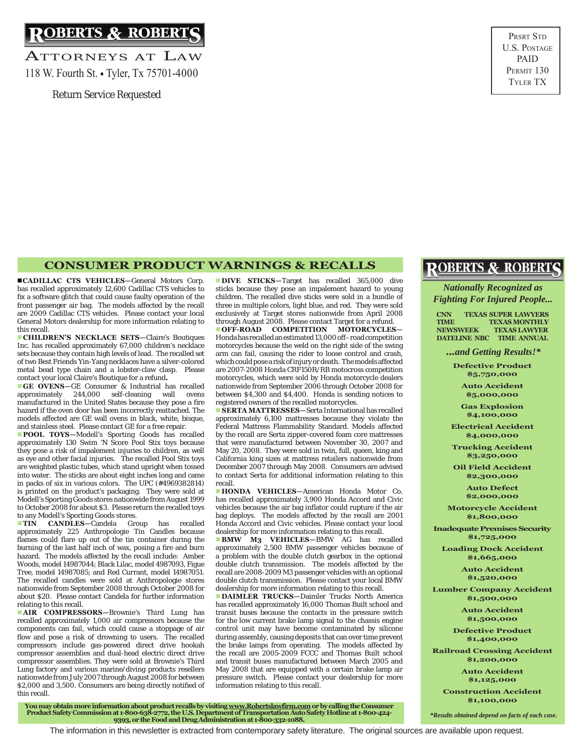# ROBERTS & ROBERTS

ATTORNEYS AT LAW

118 W. Fourth St. • Tyler, Tx 75701-4000

Return Service Requested

PRSRT STD
U.S. POSTAGE
PAID
PERMIT 130
TYLER TX

## CONSUMER PRODUCT WARNINGS & RECALLS

■**CADILLAC CTS VEHICLES**—General Motors Corp. has recalled approximately 12,600 Cadillac CTS vehicles to fix a software glitch that could cause faulty operation of the front passenger air bag. The models affected by the recall are 2009 Cadillac CTS vehicles. Please contact your local General Motors dealership for more information relating to this recall.

■**CHILDREN'S NECKLACE SETS**—Claire's Boutiques Inc. has recalled approximately 67,000 children's necklace sets because they contain high levels of lead. The recalled set of two Best Friends Yin-Yang necklaces have a silver-colored metal bead type chain and a lobster-claw clasp. Please contact your local Claire's Boutique for a refund.

■**GE OVENS**—GE Consumer & Industrial has recalled approximately 244,000 self-cleaning wall ovens manufactured in the United States because they pose a fire hazard if the oven door has been incorrectly reattached. The models affected are GE wall ovens in black, white, bisque, and stainless steel. Please contact GE for a free repair.

■**POOL TOYS**—Modell's Sporting Goods has recalled approximately 130 Swim 'N Score Pool Stix toys because they pose a risk of impalement injuries to children, as well as eye and other facial injuries. The recalled Pool Stix toys are weighted plastic tubes, which stand upright when tossed into water. The sticks are about eight inches long and came in packs of six in various colors. The UPC (#4969382814) is printed on the product's packaging. They were sold at Modell's Sporting Goods stores nationwide from August 1999 to October 2008 for about $3. Please return the recalled toys to any Modell's Sporting Goods stores.

■**TIN CANDLES**—Candela Group has recalled approximately 225 Anthropologie Tin Candles because flames could flare up out of the tin container during the burning of the last half inch of wax, posing a fire and burn hazard. The models affected by the recall include: Amber Woods, model 14987044; Black Lilac, model 4987093, Figue Tree, model 14987085; and Red Currant, model 14987051. The recalled candles were sold at Anthropologie stores nationwide from September 2008 through October 2008 for about $20. Please contact Candela for further information relating to this recall.

■**AIR COMPRESSORS**—Brownie's Third Lung has recalled approximately 1,000 air compressors because the components can fail, which could cause a stoppage of air flow and pose a risk of drowning to users. The recalled compressors include gas-powered direct drive hookah compressor assemblies and dual-head electric direct drive compressor assemblies. They were sold at Brownie's Third Lung factory and various marine/diving products resellers nationwide from July 2007 through August 2008 for between $2,000 and 3,500. Consumers are being directly notified of this recall.

■**DIVE STICKS**—Target has recalled 365,000 dive sticks because they pose an impalement hazard to young children. The recalled dive sticks were sold in a bundle of three in multiple colors, light blue, and red. They were sold exclusively at Target stores nationwide from April 2008 through August 2008. Please contact Target for a refund.

■**OFF-ROAD COMPETITION MOTORCYCLES**—Honda has recalled an estimated 13,000 off–road competition motorcycles because the weld on the right side of the swing arm can fail, causing the rider to loose control and crash, which could pose a risk of injury or death. The models affected are 2007-2008 Honda CRF150R/RB motocross competition motorcycles, which were sold by Honda motorcycle dealers nationwide from September 2006 through October 2008 for between $4,300 and $4,400. Honda is sending notices to registered owners of the recalled motorcycles.

■**SERTA MATTRESSES**—Serta International has recalled approximately 6,100 mattresses because they violate the Federal Mattress Flammability Standard. Models affected by the recall are Serta zipper-covered foam core mattresses that were manufactured between November 30, 2007 and May 20, 2008. They were sold in twin, full, queen, king and California king sizes at mattress retailers nationwide from December 2007 through May 2008. Consumers are advised to contact Serta for additional information relating to this recall.

■**HONDA VEHICLES**—American Honda Motor Co. has recalled approximately 3,900 Honda Accord and Civic vehicles because the air bag inflator could rupture if the air bag deploys. The models affected by the recall are 2001 Honda Accord and Civic vehicles. Please contact your local Honda dealership for more information relating to this recall.

■**BMW M3 VEHICLES**—BMW AG has recalled approximately 2,500 BMW passenger vehicles because of a problem with the double clutch gearbox in the optional double clutch transmission. The models affected by the recall are 2008-2009 M3 passenger vehicles with an optional double clutch transmission. Please contact your local BMW dealership for more information relating to this recall.

■**DAIMLER TRUCKS**—Daimler Trucks North America has recalled approximately 16,000 Thomas Built school and transit buses because the contacts in the pressure switch for the low current brake lamp signal to the chassis engine control unit may have become contaminated by silicone during assembly, causing deposits that can over time prevent the brake lamps from operating. The models affected by the recall are 2005-2009 FCCC and Thomas Built school and transit buses manufactured between March 2005 and May 2008 that are equipped with a certain brake lamp air pressure switch. Please contact your dealership for more information relating to this recall.

**You may obtain more information about product recalls by visiting www.Robertslawfirm.com or by calling the Consumer Product Safety Commission at 1-800-638-2772, the U.S. Department of Transportation Auto Safety Hotline at 1-800-424-9393, or the Food and Drug Administration at 1-800-332-1088.**

## ROBERTS & ROBERTS

*Nationally Recognized as Fighting For Injured People...*

| | |
|---|---|
| CNN | TEXAS SUPER LAWYERS |
| TIME | TEXAS MONTHLY |
| NEWSWEEK | TEXAS LAWYER |
| DATELINE NBC | TIME ANNUAL |

*...and Getting Results!\**

**Defective Product**
$5,750,000

**Auto Accident**
$5,000,000

**Gas Explosion**
$4,100,000

**Electrical Accident**
$4,000,000

**Trucking Accident**
$3,250,000

**Oil Field Accident**
$2,300,000

**Auto Defect**
$2,000,000

**Motorcycle Accident**
$1,800,000

**Inadequate Premises Security**
$1,725,000

**Loading Dock Accident**
$1,665,000

**Auto Accident**
$1,520,000

**Lumber Company Accident**
$1,500,000

**Auto Accident**
$1,500,000

**Defective Product**
$1,400,000

**Railroad Crossing Accident**
$1,200,000

**Auto Accident**
$1,125,000

**Construction Accident**
$1,100,000

*\*Results obtained depend on facts of each case.*

The information in this newsletter is extracted from contemporary safety literature. The original sources are available upon request.